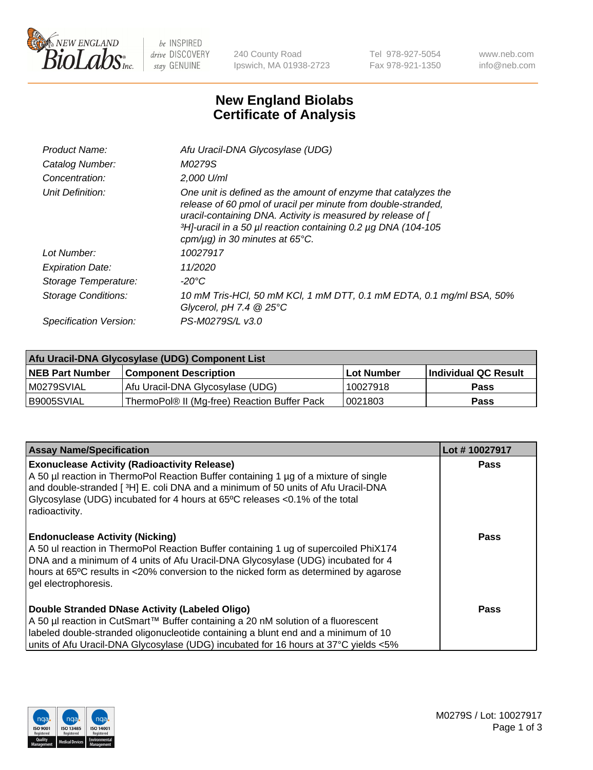New England BioLabs Inc. — be INSPIRED drive DISCOVERY stay GENUINE

240 County Road
Ipswich, MA 01938-2723

Tel 978-927-5054
Fax 978-921-1350

www.neb.com
info@neb.com

# New England Biolabs
# Certificate of Analysis

| | |
|---|---|
| *Product Name:* | *Afu Uracil-DNA Glycosylase (UDG)* |
| *Catalog Number:* | *M0279S* |
| *Concentration:* | *2,000 U/ml* |
| *Unit Definition:* | *One unit is defined as the amount of enzyme that catalyzes the release of 60 pmol of uracil per minute from double-stranded, uracil-containing DNA. Activity is measured by release of [ ³H]-uracil in a 50 µl reaction containing 0.2 µg DNA (104-105 cpm/µg) in 30 minutes at 65°C.* |
| *Lot Number:* | *10027917* |
| *Expiration Date:* | *11/2020* |
| *Storage Temperature:* | *-20°C* |
| *Storage Conditions:* | *10 mM Tris-HCl, 50 mM KCl, 1 mM DTT, 0.1 mM EDTA, 0.1 mg/ml BSA, 50% Glycerol, pH 7.4 @ 25°C* |
| *Specification Version:* | *PS-M0279S/L v3.0* |

| Afu Uracil-DNA Glycosylase (UDG) Component List | | | |
|---|---|---|---|
| **NEB Part Number** | **Component Description** | **Lot Number** | **Individual QC Result** |
| M0279SVIAL | Afu Uracil-DNA Glycosylase (UDG) | 10027918 | **Pass** |
| B9005SVIAL | ThermoPol® II (Mg-free) Reaction Buffer Pack | 0021803 | **Pass** |

| Assay Name/Specification | Lot # 10027917 |
|---|---|
| **Exonuclease Activity (Radioactivity Release)**<br>A 50 µl reaction in ThermoPol Reaction Buffer containing 1 µg of a mixture of single and double-stranded [ ³H] E. coli DNA and a minimum of 50 units of Afu Uracil-DNA Glycosylase (UDG) incubated for 4 hours at 65ºC releases <0.1% of the total radioactivity. | **Pass** |
| **Endonuclease Activity (Nicking)**<br>A 50 ul reaction in ThermoPol Reaction Buffer containing 1 ug of supercoiled PhiX174 DNA and a minimum of 4 units of Afu Uracil-DNA Glycosylase (UDG) incubated for 4 hours at 65ºC results in <20% conversion to the nicked form as determined by agarose gel electrophoresis. | **Pass** |
| **Double Stranded DNase Activity (Labeled Oligo)**<br>A 50 µl reaction in CutSmart™ Buffer containing a 20 nM solution of a fluorescent labeled double-stranded oligonucleotide containing a blunt end and a minimum of 10 units of Afu Uracil-DNA Glycosylase (UDG) incubated for 16 hours at 37°C yields <5% | **Pass** |

M0279S / Lot: 10027917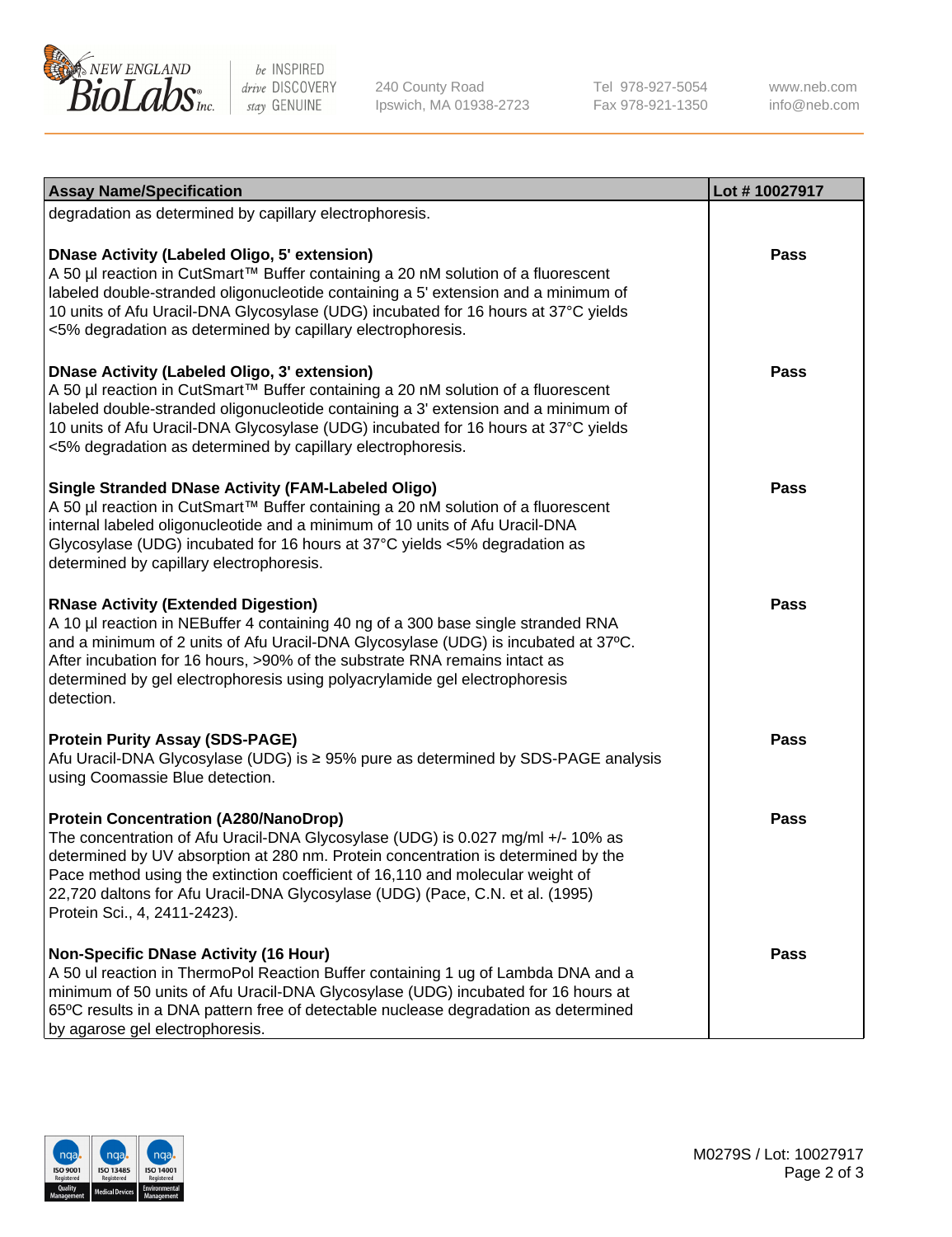| Assay Name/Specification | Lot # 10027917 |
|---|---|
| degradation as determined by capillary electrophoresis. | |
| **DNase Activity (Labeled Oligo, 5' extension)**<br>A 50 µl reaction in CutSmart™ Buffer containing a 20 nM solution of a fluorescent labeled double-stranded oligonucleotide containing a 5' extension and a minimum of 10 units of Afu Uracil-DNA Glycosylase (UDG) incubated for 16 hours at 37°C yields <5% degradation as determined by capillary electrophoresis. | **Pass** |
| **DNase Activity (Labeled Oligo, 3' extension)**<br>A 50 µl reaction in CutSmart™ Buffer containing a 20 nM solution of a fluorescent labeled double-stranded oligonucleotide containing a 3' extension and a minimum of 10 units of Afu Uracil-DNA Glycosylase (UDG) incubated for 16 hours at 37°C yields <5% degradation as determined by capillary electrophoresis. | **Pass** |
| **Single Stranded DNase Activity (FAM-Labeled Oligo)**<br>A 50 µl reaction in CutSmart™ Buffer containing a 20 nM solution of a fluorescent internal labeled oligonucleotide and a minimum of 10 units of Afu Uracil-DNA Glycosylase (UDG) incubated for 16 hours at 37°C yields <5% degradation as determined by capillary electrophoresis. | **Pass** |
| **RNase Activity (Extended Digestion)**<br>A 10 µl reaction in NEBuffer 4 containing 40 ng of a 300 base single stranded RNA and a minimum of 2 units of Afu Uracil-DNA Glycosylase (UDG) is incubated at 37ºC. After incubation for 16 hours, >90% of the substrate RNA remains intact as determined by gel electrophoresis using polyacrylamide gel electrophoresis detection. | **Pass** |
| **Protein Purity Assay (SDS-PAGE)**<br>Afu Uracil-DNA Glycosylase (UDG) is ≥ 95% pure as determined by SDS-PAGE analysis using Coomassie Blue detection. | **Pass** |
| **Protein Concentration (A280/NanoDrop)**<br>The concentration of Afu Uracil-DNA Glycosylase (UDG) is 0.027 mg/ml +/- 10% as determined by UV absorption at 280 nm. Protein concentration is determined by the Pace method using the extinction coefficient of 16,110 and molecular weight of 22,720 daltons for Afu Uracil-DNA Glycosylase (UDG) (Pace, C.N. et al. (1995) Protein Sci., 4, 2411-2423). | **Pass** |
| **Non-Specific DNase Activity (16 Hour)**<br>A 50 ul reaction in ThermoPol Reaction Buffer containing 1 ug of Lambda DNA and a minimum of 50 units of Afu Uracil-DNA Glycosylase (UDG) incubated for 16 hours at 65ºC results in a DNA pattern free of detectable nuclease degradation as determined by agarose gel electrophoresis. | **Pass** |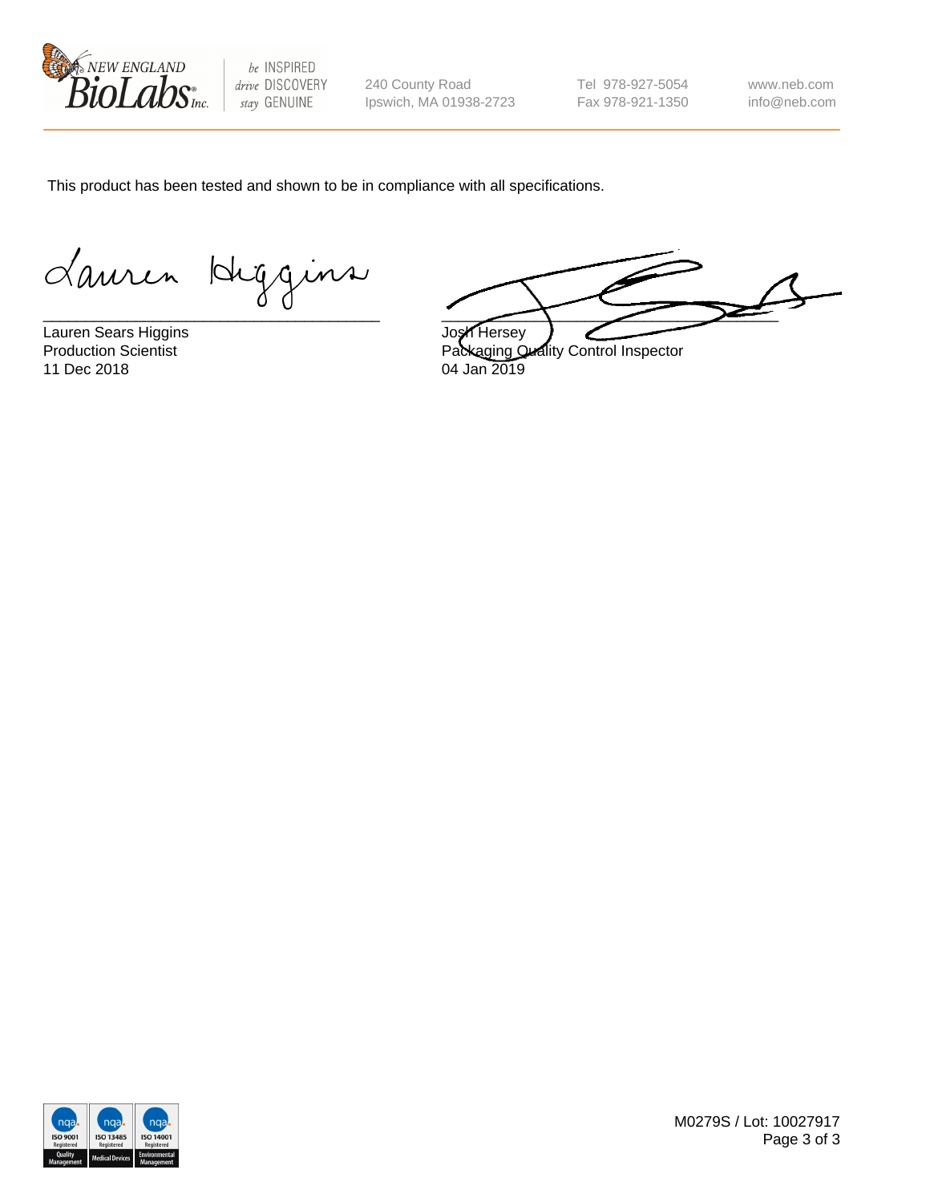This product has been tested and shown to be in compliance with all specifications.

Lauren Sears Higgins
Production Scientist
11 Dec 2018

Josh Hersey
Packaging Quality Control Inspector
04 Jan 2019

M0279S / Lot: 10027917